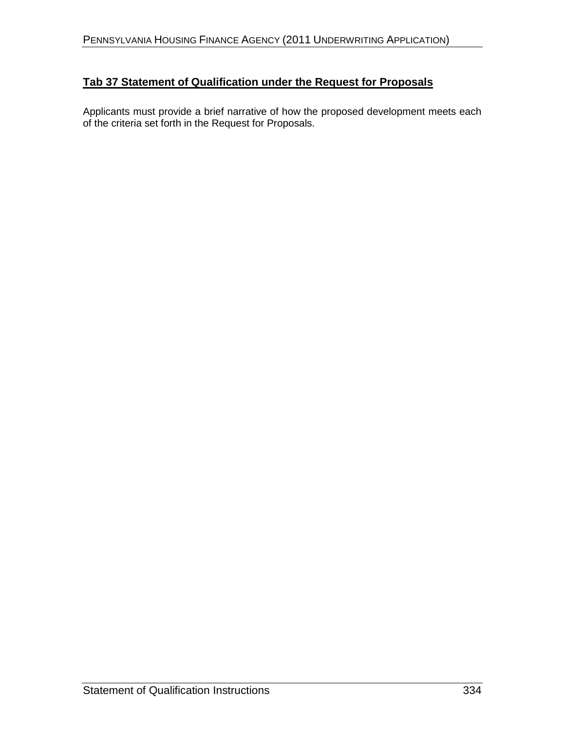## Tab 37 Statement of Qualification under the Request for Proposals

Applicants must provide a brief narrative of how the proposed development meets each of the criteria set forth in the Request for Proposals.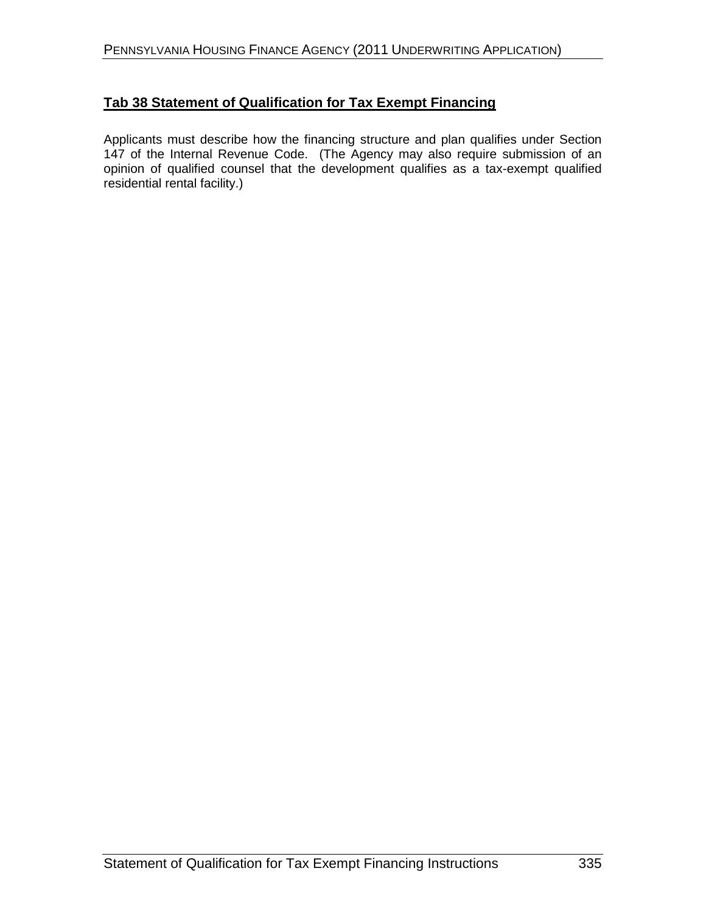## Tab 38 Statement of Qualification for Tax Exempt Financing

Applicants must describe how the financing structure and plan qualifies under Section 147 of the Internal Revenue Code. (The Agency may also require submission of an opinion of qualified counsel that the development qualifies as a tax-exempt qualified residential rental facility.)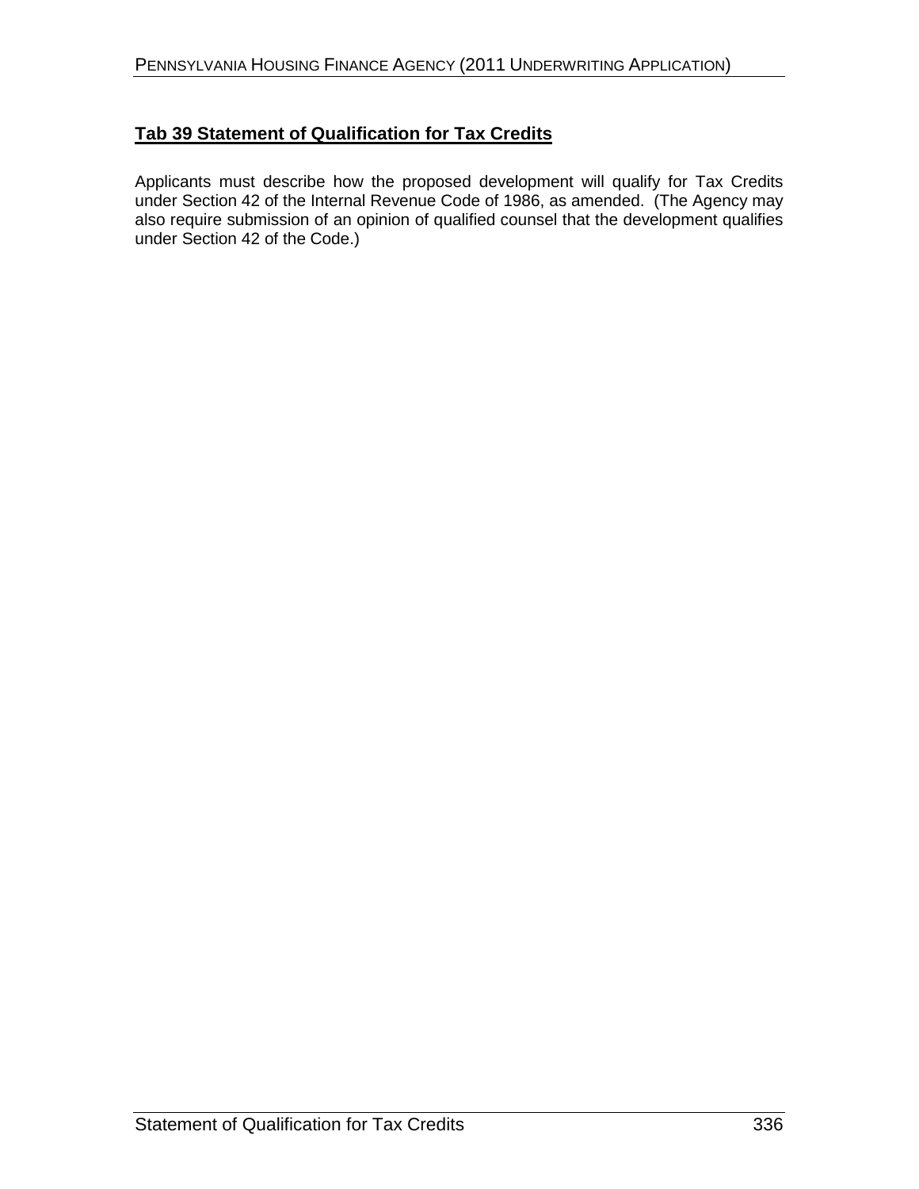## Tab 39 Statement of Qualification for Tax Credits

Applicants must describe how the proposed development will qualify for Tax Credits under Section 42 of the Internal Revenue Code of 1986, as amended. (The Agency may also require submission of an opinion of qualified counsel that the development qualifies under Section 42 of the Code.)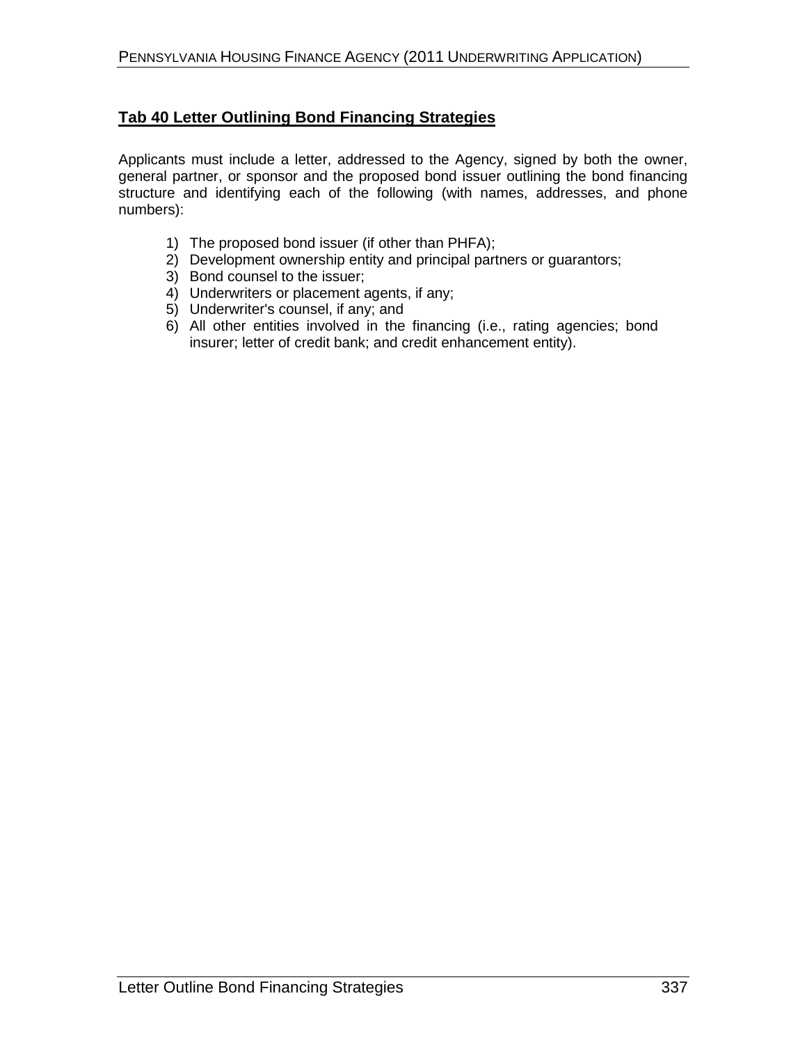## Tab 40 Letter Outlining Bond Financing Strategies

Applicants must include a letter, addressed to the Agency, signed by both the owner, general partner, or sponsor and the proposed bond issuer outlining the bond financing structure and identifying each of the following (with names, addresses, and phone numbers):

1) The proposed bond issuer (if other than PHFA);
2) Development ownership entity and principal partners or guarantors;
3) Bond counsel to the issuer;
4) Underwriters or placement agents, if any;
5) Underwriter's counsel, if any; and
6) All other entities involved in the financing (i.e., rating agencies; bond insurer; letter of credit bank; and credit enhancement entity).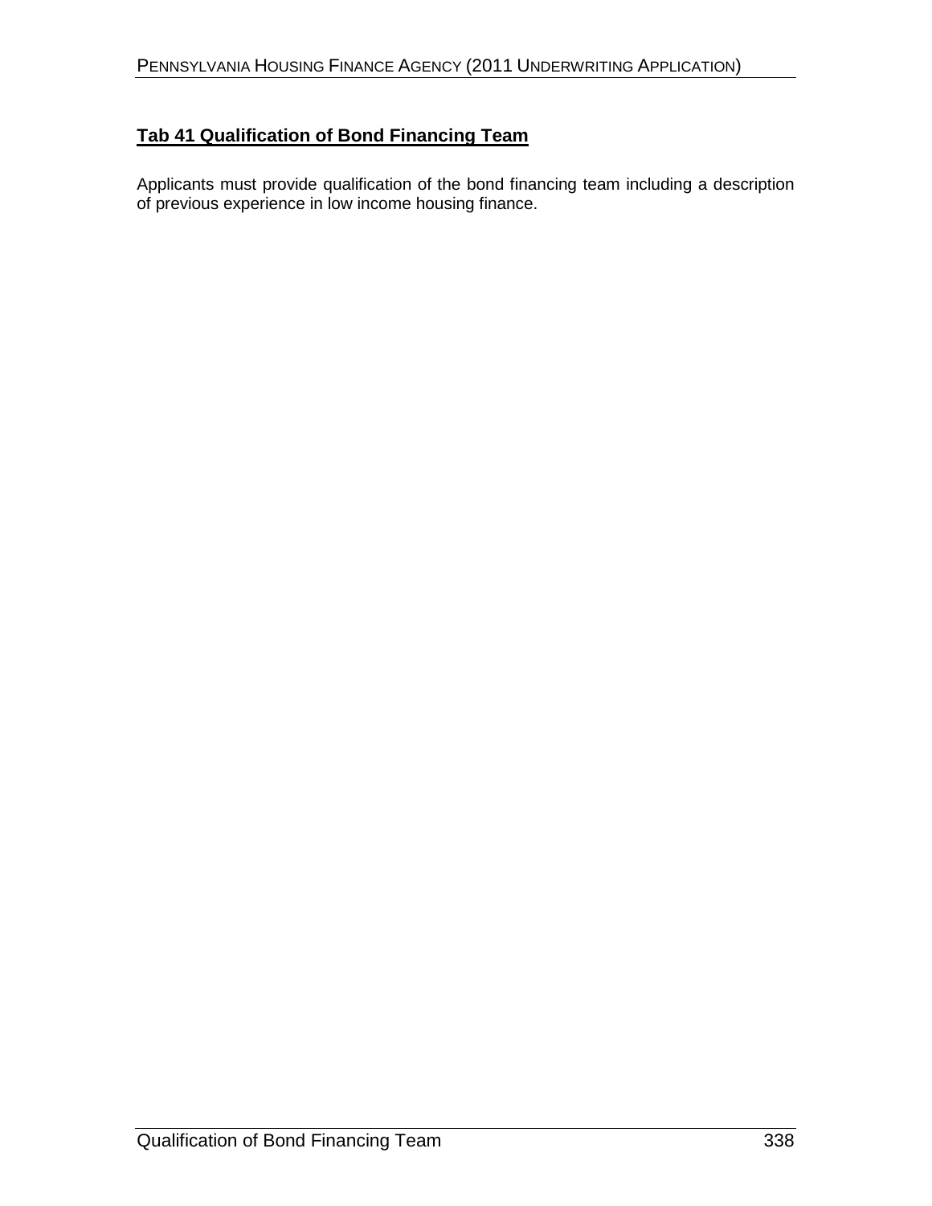## Tab 41 Qualification of Bond Financing Team

Applicants must provide qualification of the bond financing team including a description of previous experience in low income housing finance.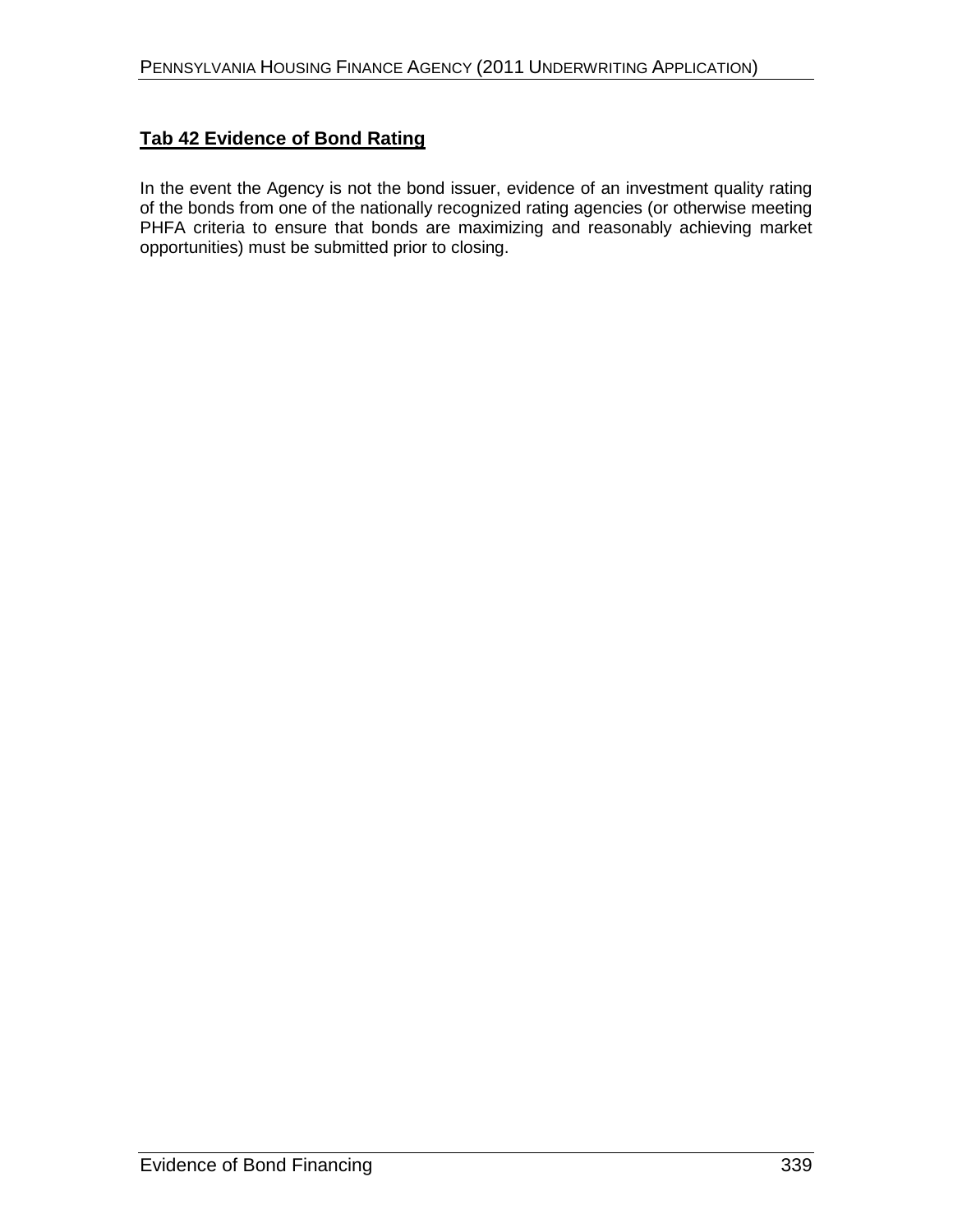## **Tab 42 Evidence of Bond Rating**

In the event the Agency is not the bond issuer, evidence of an investment quality rating of the bonds from one of the nationally recognized rating agencies (or otherwise meeting PHFA criteria to ensure that bonds are maximizing and reasonably achieving market opportunities) must be submitted prior to closing.